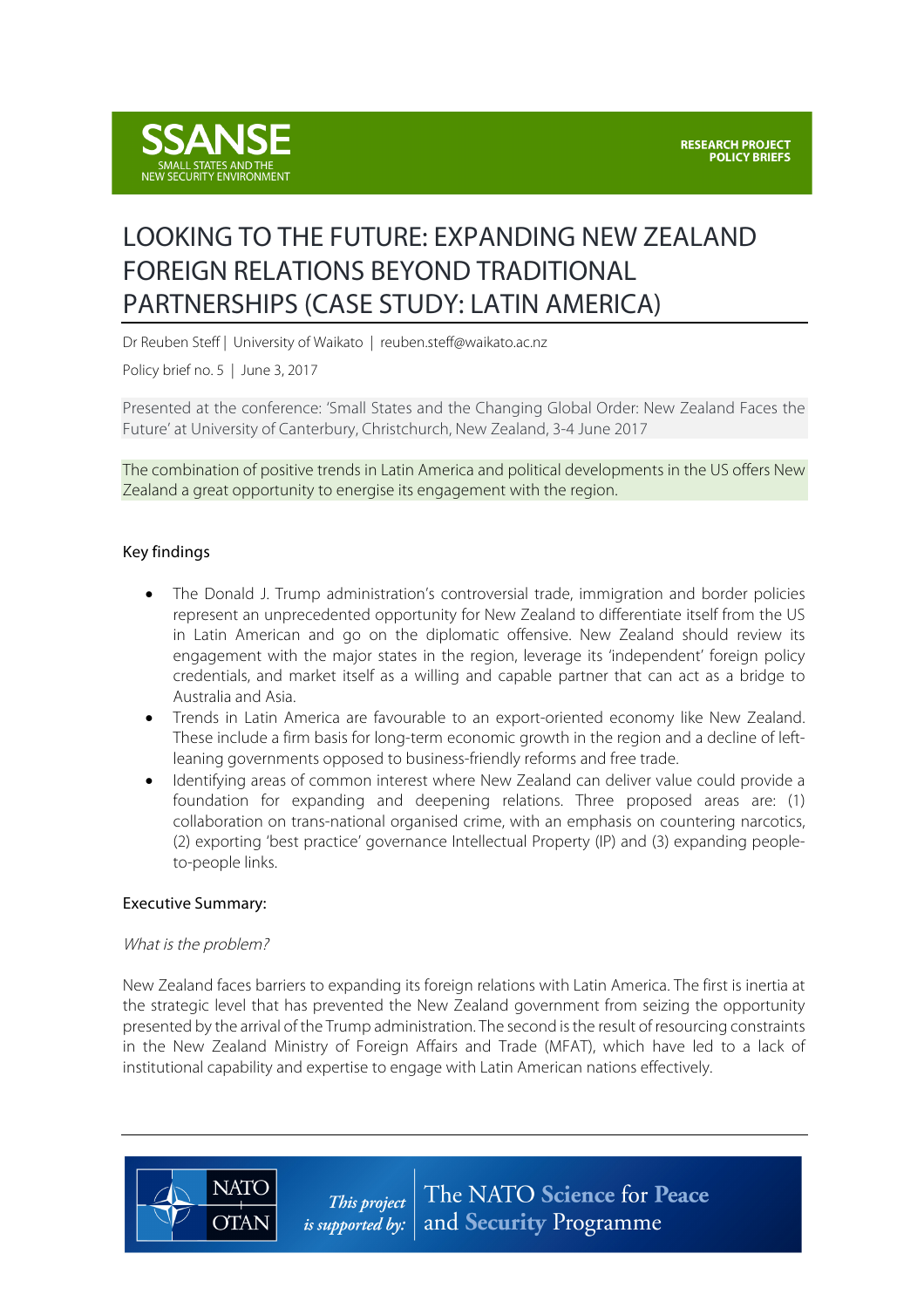SSANSE
SMALL STATES AND THE NEW SECURITY ENVIRONMENT

RESEARCH PROJECT
POLICY BRIEFS

# LOOKING TO THE FUTURE: EXPANDING NEW ZEALAND FOREIGN RELATIONS BEYOND TRADITIONAL PARTNERSHIPS (CASE STUDY: LATIN AMERICA)

Dr Reuben Steff | University of Waikato | reuben.steff@waikato.ac.nz

Policy brief no. 5 | June 3, 2017

Presented at the conference: 'Small States and the Changing Global Order: New Zealand Faces the Future' at University of Canterbury, Christchurch, New Zealand, 3-4 June 2017

The combination of positive trends in Latin America and political developments in the US offers New Zealand a great opportunity to energise its engagement with the region.

## Key findings

- The Donald J. Trump administration's controversial trade, immigration and border policies represent an unprecedented opportunity for New Zealand to differentiate itself from the US in Latin American and go on the diplomatic offensive. New Zealand should review its engagement with the major states in the region, leverage its 'independent' foreign policy credentials, and market itself as a willing and capable partner that can act as a bridge to Australia and Asia.
- Trends in Latin America are favourable to an export-oriented economy like New Zealand. These include a firm basis for long-term economic growth in the region and a decline of left-leaning governments opposed to business-friendly reforms and free trade.
- Identifying areas of common interest where New Zealand can deliver value could provide a foundation for expanding and deepening relations. Three proposed areas are: (1) collaboration on trans-national organised crime, with an emphasis on countering narcotics, (2) exporting 'best practice' governance Intellectual Property (IP) and (3) expanding people-to-people links.

## Executive Summary:

*What is the problem?*

New Zealand faces barriers to expanding its foreign relations with Latin America. The first is inertia at the strategic level that has prevented the New Zealand government from seizing the opportunity presented by the arrival of the Trump administration. The second is the result of resourcing constraints in the New Zealand Ministry of Foreign Affairs and Trade (MFAT), which have led to a lack of institutional capability and expertise to engage with Latin American nations effectively.

NATO OTAN — This project is supported by: The NATO Science for Peace and Security Programme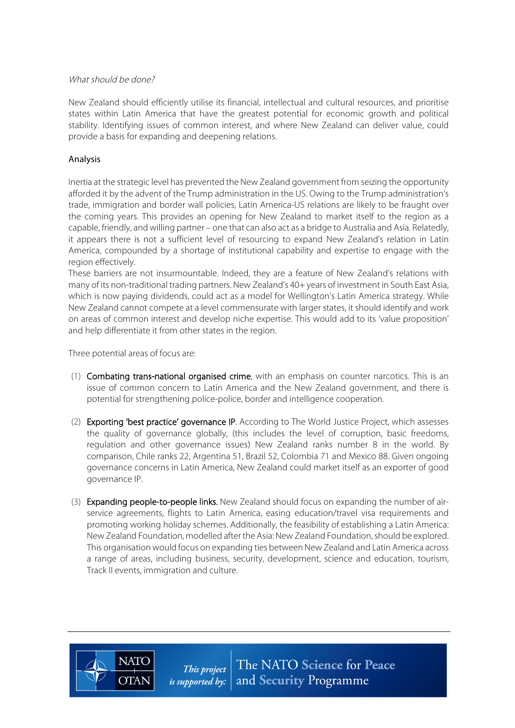*What should be done?*

New Zealand should efficiently utilise its financial, intellectual and cultural resources, and prioritise states within Latin America that have the greatest potential for economic growth and political stability. Identifying issues of common interest, and where New Zealand can deliver value, could provide a basis for expanding and deepening relations.

## Analysis

Inertia at the strategic level has prevented the New Zealand government from seizing the opportunity afforded it by the advent of the Trump administration in the US. Owing to the Trump administration's trade, immigration and border wall policies, Latin America-US relations are likely to be fraught over the coming years. This provides an opening for New Zealand to market itself to the region as a capable, friendly, and willing partner – one that can also act as a bridge to Australia and Asia. Relatedly, it appears there is not a sufficient level of resourcing to expand New Zealand's relation in Latin America, compounded by a shortage of institutional capability and expertise to engage with the region effectively.

These barriers are not insurmountable. Indeed, they are a feature of New Zealand's relations with many of its non-traditional trading partners. New Zealand's 40+ years of investment in South East Asia, which is now paying dividends, could act as a model for Wellington's Latin America strategy. While New Zealand cannot compete at a level commensurate with larger states, it should identify and work on areas of common interest and develop niche expertise. This would add to its 'value proposition' and help differentiate it from other states in the region.

Three potential areas of focus are:

(1) **Combating trans-national organised crime**, with an emphasis on counter narcotics. This is an issue of common concern to Latin America and the New Zealand government, and there is potential for strengthening police-police, border and intelligence cooperation.

(2) **Exporting 'best practice' governance IP**. According to The World Justice Project, which assesses the quality of governance globally, (this includes the level of corruption, basic freedoms, regulation and other governance issues) New Zealand ranks number 8 in the world. By comparison, Chile ranks 22, Argentina 51, Brazil 52, Colombia 71 and Mexico 88. Given ongoing governance concerns in Latin America, New Zealand could market itself as an exporter of good governance IP.

(3) **Expanding people-to-people links.** New Zealand should focus on expanding the number of air-service agreements, flights to Latin America, easing education/travel visa requirements and promoting working holiday schemes. Additionally, the feasibility of establishing a Latin America: New Zealand Foundation, modelled after the Asia: New Zealand Foundation, should be explored. This organisation would focus on expanding ties between New Zealand and Latin America across a range of areas, including business, security, development, science and education, tourism, Track II events, immigration and culture.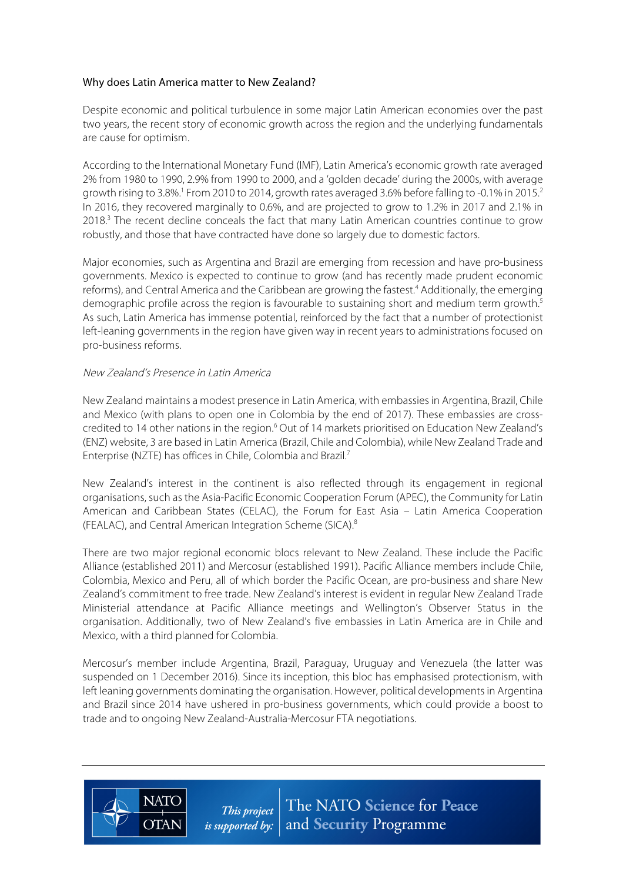Why does Latin America matter to New Zealand?

Despite economic and political turbulence in some major Latin American economies over the past two years, the recent story of economic growth across the region and the underlying fundamentals are cause for optimism.

According to the International Monetary Fund (IMF), Latin America's economic growth rate averaged 2% from 1980 to 1990, 2.9% from 1990 to 2000, and a 'golden decade' during the 2000s, with average growth rising to 3.8%.[1] From 2010 to 2014, growth rates averaged 3.6% before falling to -0.1% in 2015.[2] In 2016, they recovered marginally to 0.6%, and are projected to grow to 1.2% in 2017 and 2.1% in 2018.[3] The recent decline conceals the fact that many Latin American countries continue to grow robustly, and those that have contracted have done so largely due to domestic factors.

Major economies, such as Argentina and Brazil are emerging from recession and have pro-business governments. Mexico is expected to continue to grow (and has recently made prudent economic reforms), and Central America and the Caribbean are growing the fastest.[4] Additionally, the emerging demographic profile across the region is favourable to sustaining short and medium term growth.[5] As such, Latin America has immense potential, reinforced by the fact that a number of protectionist left-leaning governments in the region have given way in recent years to administrations focused on pro-business reforms.

*New Zealand's Presence in Latin America*

New Zealand maintains a modest presence in Latin America, with embassies in Argentina, Brazil, Chile and Mexico (with plans to open one in Colombia by the end of 2017). These embassies are cross-credited to 14 other nations in the region.[6] Out of 14 markets prioritised on Education New Zealand's (ENZ) website, 3 are based in Latin America (Brazil, Chile and Colombia), while New Zealand Trade and Enterprise (NZTE) has offices in Chile, Colombia and Brazil.[7]

New Zealand's interest in the continent is also reflected through its engagement in regional organisations, such as the Asia-Pacific Economic Cooperation Forum (APEC), the Community for Latin American and Caribbean States (CELAC), the Forum for East Asia – Latin America Cooperation (FEALAC), and Central American Integration Scheme (SICA).[8]

There are two major regional economic blocs relevant to New Zealand. These include the Pacific Alliance (established 2011) and Mercosur (established 1991). Pacific Alliance members include Chile, Colombia, Mexico and Peru, all of which border the Pacific Ocean, are pro-business and share New Zealand's commitment to free trade. New Zealand's interest is evident in regular New Zealand Trade Ministerial attendance at Pacific Alliance meetings and Wellington's Observer Status in the organisation. Additionally, two of New Zealand's five embassies in Latin America are in Chile and Mexico, with a third planned for Colombia.

Mercosur's member include Argentina, Brazil, Paraguay, Uruguay and Venezuela (the latter was suspended on 1 December 2016). Since its inception, this bloc has emphasised protectionism, with left leaning governments dominating the organisation. However, political developments in Argentina and Brazil since 2014 have ushered in pro-business governments, which could provide a boost to trade and to ongoing New Zealand-Australia-Mercosur FTA negotiations.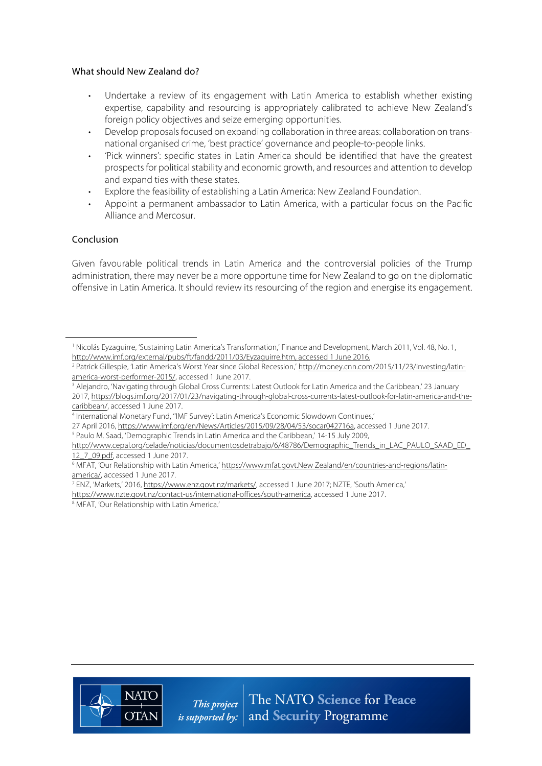## What should New Zealand do?

- Undertake a review of its engagement with Latin America to establish whether existing expertise, capability and resourcing is appropriately calibrated to achieve New Zealand's foreign policy objectives and seize emerging opportunities.
- Develop proposals focused on expanding collaboration in three areas: collaboration on trans-national organised crime, 'best practice' governance and people-to-people links.
- 'Pick winners': specific states in Latin America should be identified that have the greatest prospects for political stability and economic growth, and resources and attention to develop and expand ties with these states.
- Explore the feasibility of establishing a Latin America: New Zealand Foundation.
- Appoint a permanent ambassador to Latin America, with a particular focus on the Pacific Alliance and Mercosur.

## Conclusion

Given favourable political trends in Latin America and the controversial policies of the Trump administration, there may never be a more opportune time for New Zealand to go on the diplomatic offensive in Latin America. It should review its resourcing of the region and energise its engagement.

---

[1] Nicolás Eyzaguirre, 'Sustaining Latin America's Transformation,' Finance and Development, March 2011, Vol. 48, No. 1, http://www.imf.org/external/pubs/ft/fandd/2011/03/Eyzaguirre.htm, accessed 1 June 2016.

[2] Patrick Gillespie, 'Latin America's Worst Year since Global Recession,' http://money.cnn.com/2015/11/23/investing/latin-america-worst-performer-2015/, accessed 1 June 2017.

[3] Alejandro, 'Navigating through Global Cross Currents: Latest Outlook for Latin America and the Caribbean,' 23 January 2017, https://blogs.imf.org/2017/01/23/navigating-through-global-cross-currents-latest-outlook-for-latin-america-and-the-caribbean/, accessed 1 June 2017.

[4] International Monetary Fund, "IMF Survey': Latin America's Economic Slowdown Continues,' 27 April 2016, https://www.imf.org/en/News/Articles/2015/09/28/04/53/socar042716a, accessed 1 June 2017.

[5] Paulo M. Saad, 'Demographic Trends in Latin America and the Caribbean,' 14-15 July 2009, http://www.cepal.org/celade/noticias/documentosdetrabajo/6/48786/Demographic_Trends_in_LAC_PAULO_SAAD_ED_12_7_09.pdf, accessed 1 June 2017.

[6] MFAT, 'Our Relationship with Latin America,' https://www.mfat.govt.New Zealand/en/countries-and-regions/latin-america/, accessed 1 June 2017.

[7] ENZ, 'Markets,' 2016, https://www.enz.govt.nz/markets/, accessed 1 June 2017; NZTE, 'South America,' https://www.nzte.govt.nz/contact-us/international-offices/south-america, accessed 1 June 2017.

[8] MFAT, 'Our Relationship with Latin America.'

This project is supported by: The NATO Science for Peace and Security Programme